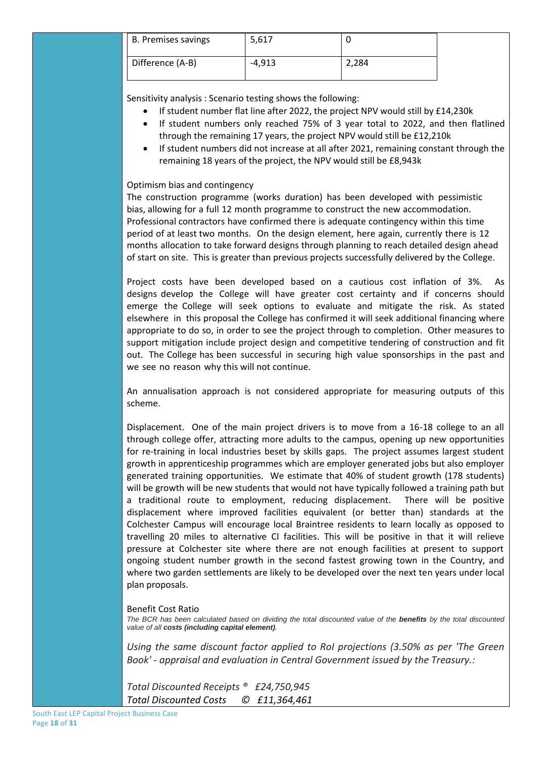| B. Premises savings | 5,617 | 0 |
| --- | --- | --- |
| Difference (A-B) | -4,913 | 2,284 |

Sensitivity analysis : Scenario testing shows the following:

- If student number flat line after 2022, the project NPV would still by £14,230k
- If student numbers only reached 75% of 3 year total to 2022, and then flatlined through the remaining 17 years, the project NPV would still be £12,210k
- If student numbers did not increase at all after 2021, remaining constant through the remaining 18 years of the project, the NPV would still be £8,943k

Optimism bias and contingency
The construction programme (works duration) has been developed with pessimistic bias, allowing for a full 12 month programme to construct the new accommodation. Professional contractors have confirmed there is adequate contingency within this time period of at least two months. On the design element, here again, currently there is 12 months allocation to take forward designs through planning to reach detailed design ahead of start on site. This is greater than previous projects successfully delivered by the College.

Project costs have been developed based on a cautious cost inflation of 3%. As designs develop the College will have greater cost certainty and if concerns should emerge the College will seek options to evaluate and mitigate the risk. As stated elsewhere in this proposal the College has confirmed it will seek additional financing where appropriate to do so, in order to see the project through to completion. Other measures to support mitigation include project design and competitive tendering of construction and fit out. The College has been successful in securing high value sponsorships in the past and we see no reason why this will not continue.

An annualisation approach is not considered appropriate for measuring outputs of this scheme.

Displacement. One of the main project drivers is to move from a 16-18 college to an all through college offer, attracting more adults to the campus, opening up new opportunities for re-training in local industries beset by skills gaps. The project assumes largest student growth in apprenticeship programmes which are employer generated jobs but also employer generated training opportunities. We estimate that 40% of student growth (178 students) will be growth will be new students that would not have typically followed a training path but a traditional route to employment, reducing displacement. There will be positive displacement where improved facilities equivalent (or better than) standards at the Colchester Campus will encourage local Braintree residents to learn locally as opposed to travelling 20 miles to alternative CI facilities. This will be positive in that it will relieve pressure at Colchester site where there are not enough facilities at present to support ongoing student number growth in the second fastest growing town in the Country, and where two garden settlements are likely to be developed over the next ten years under local plan proposals.

Benefit Cost Ratio
*The BCR has been calculated based on dividing the total discounted value of the* ***benefits*** *by the total discounted value of all* ***costs (including capital element)****.*

*Using the same discount factor applied to RoI projections (3.50% as per 'The Green Book' - appraisal and evaluation in Central Government issued by the Treasury.:*

*Total Discounted Receipts ® £24,750,945*
*Total Discounted Costs © £11,364,461*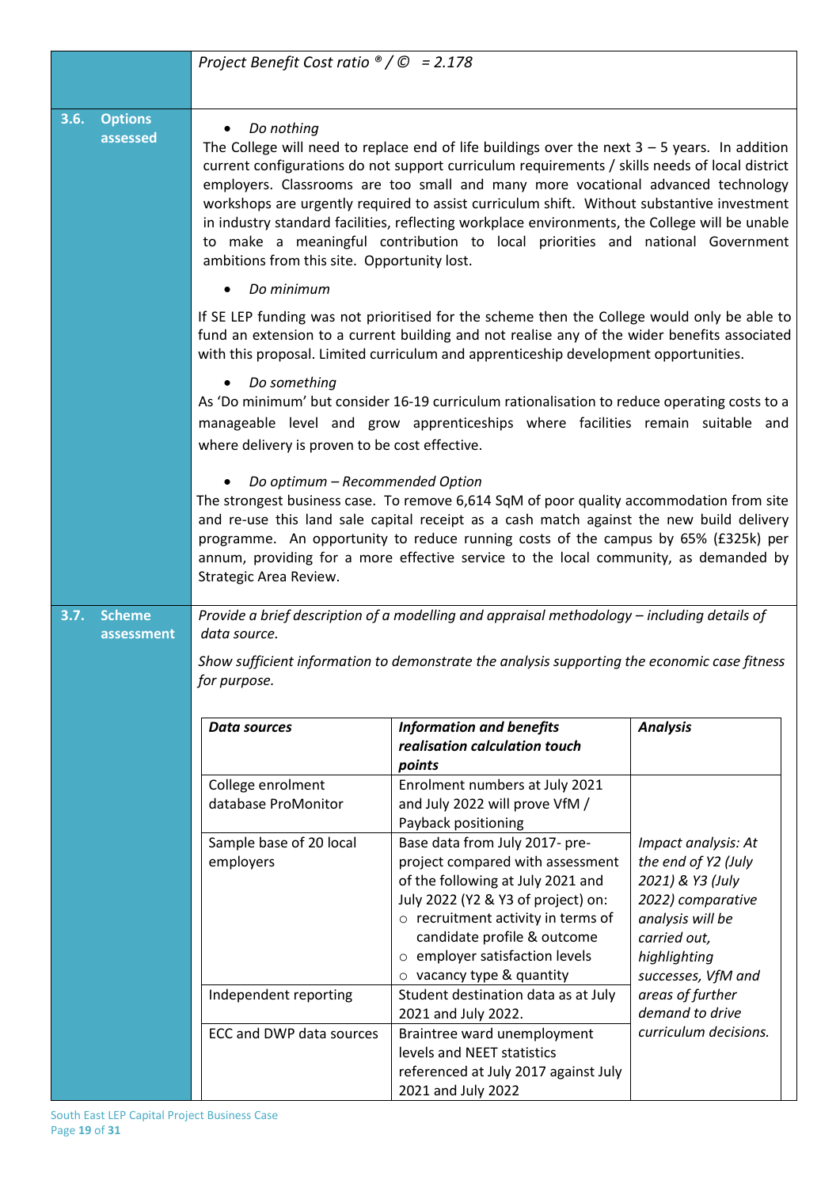*Project Benefit Cost ratio ® / © = 2.178*

## 3.6. Options assessed

- *Do nothing*

The College will need to replace end of life buildings over the next 3 – 5 years. In addition current configurations do not support curriculum requirements / skills needs of local district employers. Classrooms are too small and many more vocational advanced technology workshops are urgently required to assist curriculum shift. Without substantive investment in industry standard facilities, reflecting workplace environments, the College will be unable to make a meaningful contribution to local priorities and national Government ambitions from this site. Opportunity lost.

- *Do minimum*

If SE LEP funding was not prioritised for the scheme then the College would only be able to fund an extension to a current building and not realise any of the wider benefits associated with this proposal. Limited curriculum and apprenticeship development opportunities.

- *Do something*

As 'Do minimum' but consider 16-19 curriculum rationalisation to reduce operating costs to a manageable level and grow apprenticeships where facilities remain suitable and where delivery is proven to be cost effective.

- *Do optimum – Recommended Option*

The strongest business case. To remove 6,614 SqM of poor quality accommodation from site and re-use this land sale capital receipt as a cash match against the new build delivery programme. An opportunity to reduce running costs of the campus by 65% (£325k) per annum, providing for a more effective service to the local community, as demanded by Strategic Area Review.

## 3.7. Scheme assessment

*Provide a brief description of a modelling and appraisal methodology – including details of data source.*

*Show sufficient information to demonstrate the analysis supporting the economic case fitness for purpose.*

| ***Data sources*** | ***Information and benefits realisation calculation touch points*** | ***Analysis*** |
|---|---|---|
| College enrolment database ProMonitor | Enrolment numbers at July 2021 and July 2022 will prove VfM / Payback positioning | *Impact analysis: At the end of Y2 (July 2021) & Y3 (July 2022) comparative analysis will be carried out, highlighting successes, VfM and areas of further demand to drive curriculum decisions.* |
| Sample base of 20 local employers | Base data from July 2017- pre-project compared with assessment of the following at July 2021 and July 2022 (Y2 & Y3 of project) on:<br>○ recruitment activity in terms of candidate profile & outcome<br>○ employer satisfaction levels<br>○ vacancy type & quantity | |
| Independent reporting | Student destination data as at July 2021 and July 2022. | |
| ECC and DWP data sources | Braintree ward unemployment levels and NEET statistics referenced at July 2017 against July 2021 and July 2022 | |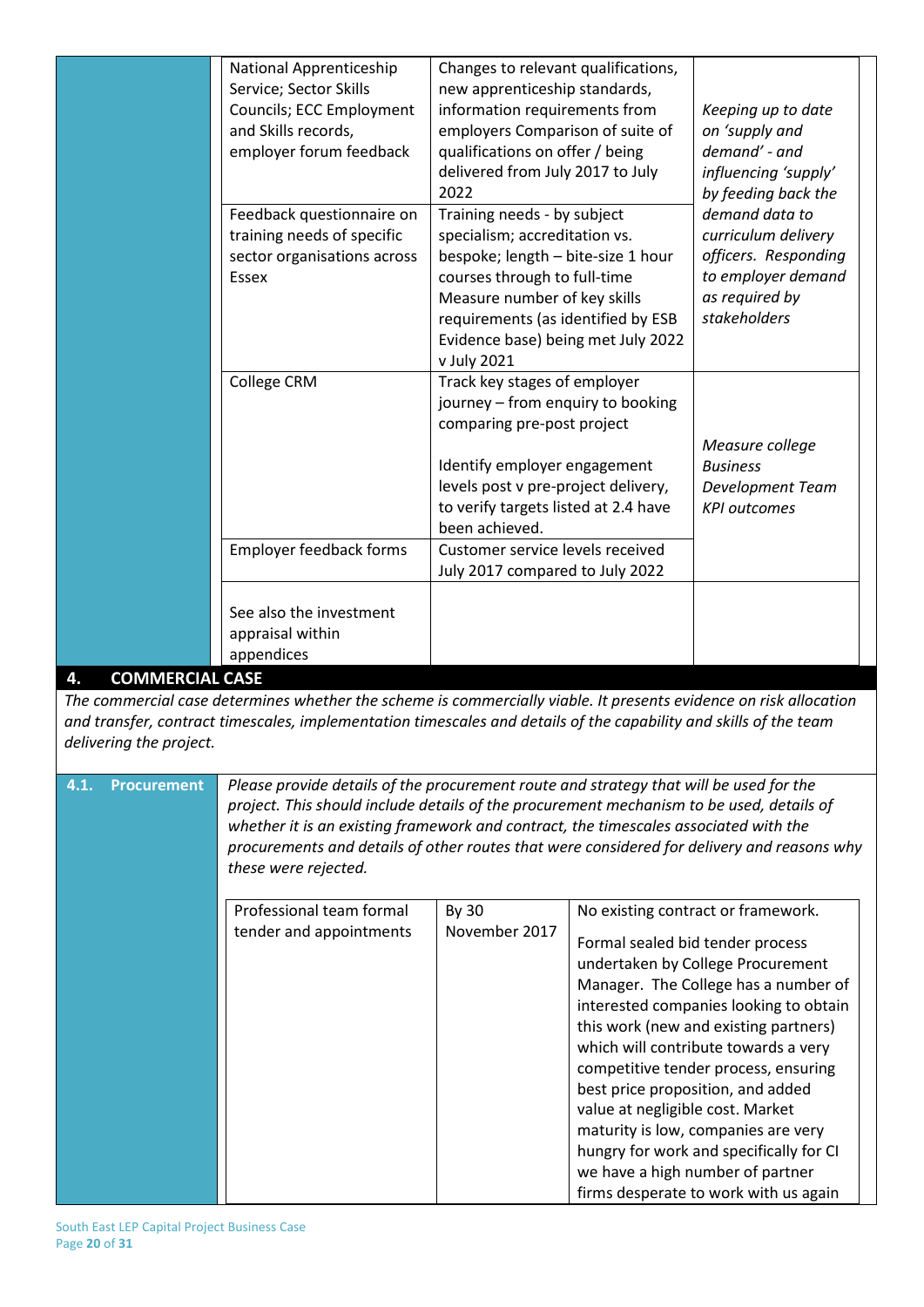| Source | Data / Measure | Purpose |
|---|---|---|
| National Apprenticeship Service; Sector Skills Councils; ECC Employment and Skills records, employer forum feedback | Changes to relevant qualifications, new apprenticeship standards, information requirements from employers Comparison of suite of qualifications on offer / being delivered from July 2017 to July 2022 | *Keeping up to date on 'supply and demand' - and influencing 'supply' by feeding back the demand data to curriculum delivery officers. Responding to employer demand as required by stakeholders* |
| Feedback questionnaire on training needs of specific sector organisations across Essex | Training needs - by subject specialism; accreditation vs. bespoke; length – bite-size 1 hour courses through to full-time Measure number of key skills requirements (as identified by ESB Evidence base) being met July 2022 v July 2021 | |
| College CRM | Track key stages of employer journey – from enquiry to booking comparing pre-post project<br><br>Identify employer engagement levels post v pre-project delivery, to verify targets listed at 2.4 have been achieved. | *Measure college Business Development Team KPI outcomes* |
| Employer feedback forms | Customer service levels received July 2017 compared to July 2022 | |
| See also the investment appraisal within appendices | | |

## 4. COMMERCIAL CASE

*The commercial case determines whether the scheme is commercially viable. It presents evidence on risk allocation and transfer, contract timescales, implementation timescales and details of the capability and skills of the team delivering the project.*

### 4.1. Procurement

*Please provide details of the procurement route and strategy that will be used for the project. This should include details of the procurement mechanism to be used, details of whether it is an existing framework and contract, the timescales associated with the procurements and details of other routes that were considered for delivery and reasons why these were rejected.*

| Procurement | Timescale | Details |
|---|---|---|
| Professional team formal tender and appointments | By 30 November 2017 | No existing contract or framework.<br><br>Formal sealed bid tender process undertaken by College Procurement Manager. The College has a number of interested companies looking to obtain this work (new and existing partners) which will contribute towards a very competitive tender process, ensuring best price proposition, and added value at negligible cost. Market maturity is low, companies are very hungry for work and specifically for CI we have a high number of partner firms desperate to work with us again |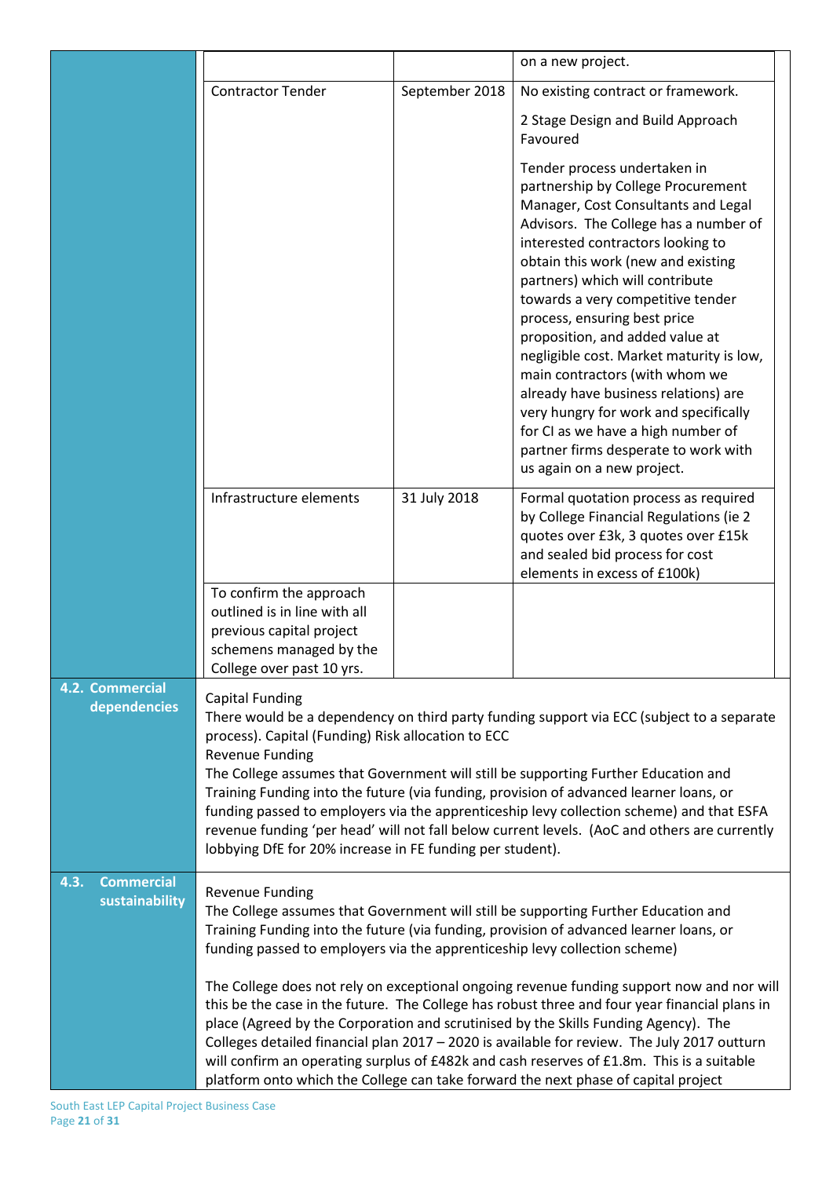| | | | |
|---|---|---|---|
| | | | on a new project. |
| | Contractor Tender | September 2018 | No existing contract or framework.<br><br>2 Stage Design and Build Approach Favoured<br><br>Tender process undertaken in partnership by College Procurement Manager, Cost Consultants and Legal Advisors. The College has a number of interested contractors looking to obtain this work (new and existing partners) which will contribute towards a very competitive tender process, ensuring best price proposition, and added value at negligible cost. Market maturity is low, main contractors (with whom we already have business relations) are very hungry for work and specifically for CI as we have a high number of partner firms desperate to work with us again on a new project. |
| | Infrastructure elements | 31 July 2018 | Formal quotation process as required by College Financial Regulations (ie 2 quotes over £3k, 3 quotes over £15k and sealed bid process for cost elements in excess of £100k) |
| | To confirm the approach outlined is in line with all previous capital project schemens managed by the College over past 10 yrs. | | |
| **4.2. Commercial dependencies** | Capital Funding<br>There would be a dependency on third party funding support via ECC (subject to a separate process). Capital (Funding) Risk allocation to ECC<br>Revenue Funding<br>The College assumes that Government will still be supporting Further Education and Training Funding into the future (via funding, provision of advanced learner loans, or funding passed to employers via the apprenticeship levy collection scheme) and that ESFA revenue funding 'per head' will not fall below current levels. (AoC and others are currently lobbying DfE for 20% increase in FE funding per student). | | |
| **4.3. Commercial sustainability** | Revenue Funding<br>The College assumes that Government will still be supporting Further Education and Training Funding into the future (via funding, provision of advanced learner loans, or funding passed to employers via the apprenticeship levy collection scheme)<br><br>The College does not rely on exceptional ongoing revenue funding support now and nor will this be the case in the future. The College has robust three and four year financial plans in place (Agreed by the Corporation and scrutinised by the Skills Funding Agency). The Colleges detailed financial plan 2017 – 2020 is available for review. The July 2017 outturn will confirm an operating surplus of £482k and cash reserves of £1.8m. This is a suitable platform onto which the College can take forward the next phase of capital project | | |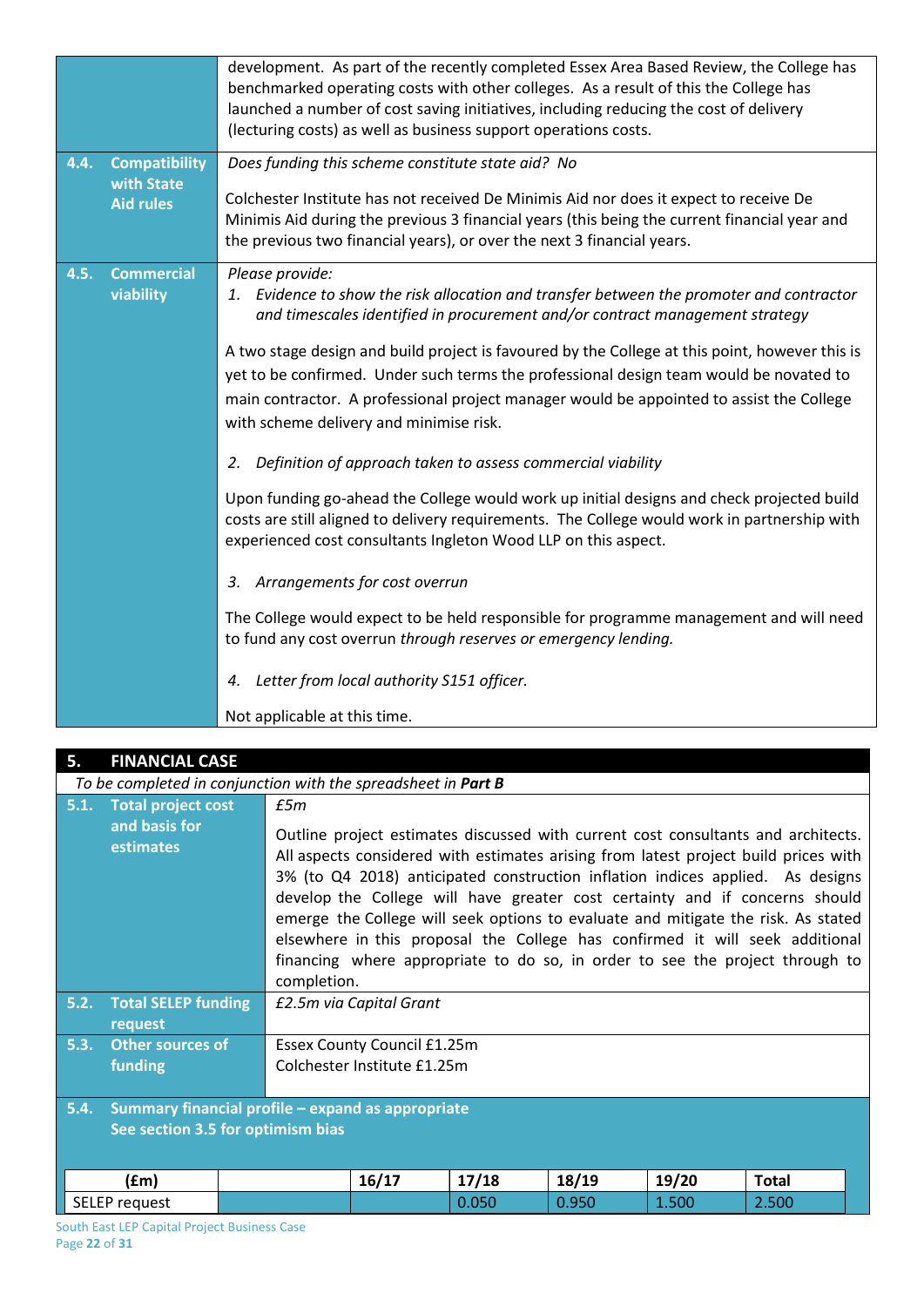| | |
|---|---|
| | development. As part of the recently completed Essex Area Based Review, the College has benchmarked operating costs with other colleges. As a result of this the College has launched a number of cost saving initiatives, including reducing the cost of delivery (lecturing costs) as well as business support operations costs. |
| **4.4. Compatibility with State Aid rules** | *Does funding this scheme constitute state aid? No*<br><br>Colchester Institute has not received De Minimis Aid nor does it expect to receive De Minimis Aid during the previous 3 financial years (this being the current financial year and the previous two financial years), or over the next 3 financial years. |
| **4.5. Commercial viability** | *Please provide:*<br>*1. Evidence to show the risk allocation and transfer between the promoter and contractor and timescales identified in procurement and/or contract management strategy*<br><br>A two stage design and build project is favoured by the College at this point, however this is yet to be confirmed. Under such terms the professional design team would be novated to main contractor. A professional project manager would be appointed to assist the College with scheme delivery and minimise risk.<br><br>*2. Definition of approach taken to assess commercial viability*<br><br>Upon funding go-ahead the College would work up initial designs and check projected build costs are still aligned to delivery requirements. The College would work in partnership with experienced cost consultants Ingleton Wood LLP on this aspect.<br><br>*3. Arrangements for cost overrun*<br><br>The College would expect to be held responsible for programme management and will need to fund any cost overrun *through reserves or emergency lending.*<br><br>*4. Letter from local authority S151 officer.*<br><br>Not applicable at this time. |

## 5. FINANCIAL CASE

*To be completed in conjunction with the spreadsheet in **Part B***

| | |
|---|---|
| **5.1. Total project cost and basis for estimates** | *£5m*<br><br>Outline project estimates discussed with current cost consultants and architects. All aspects considered with estimates arising from latest project build prices with 3% (to Q4 2018) anticipated construction inflation indices applied. As designs develop the College will have greater cost certainty and if concerns should emerge the College will seek options to evaluate and mitigate the risk. As stated elsewhere in this proposal the College has confirmed it will seek additional financing where appropriate to do so, in order to see the project through to completion. |
| **5.2. Total SELEP funding request** | *£2.5m via Capital Grant* |
| **5.3. Other sources of funding** | Essex County Council £1.25m<br>Colchester Institute £1.25m |

**5.4. Summary financial profile – expand as appropriate**
**See section 3.5 for optimism bias**

| (£m) | | 16/17 | 17/18 | 18/19 | 19/20 | Total |
|---|---|---|---|---|---|---|
| SELEP request | | | 0.050 | 0.950 | 1.500 | 2.500 |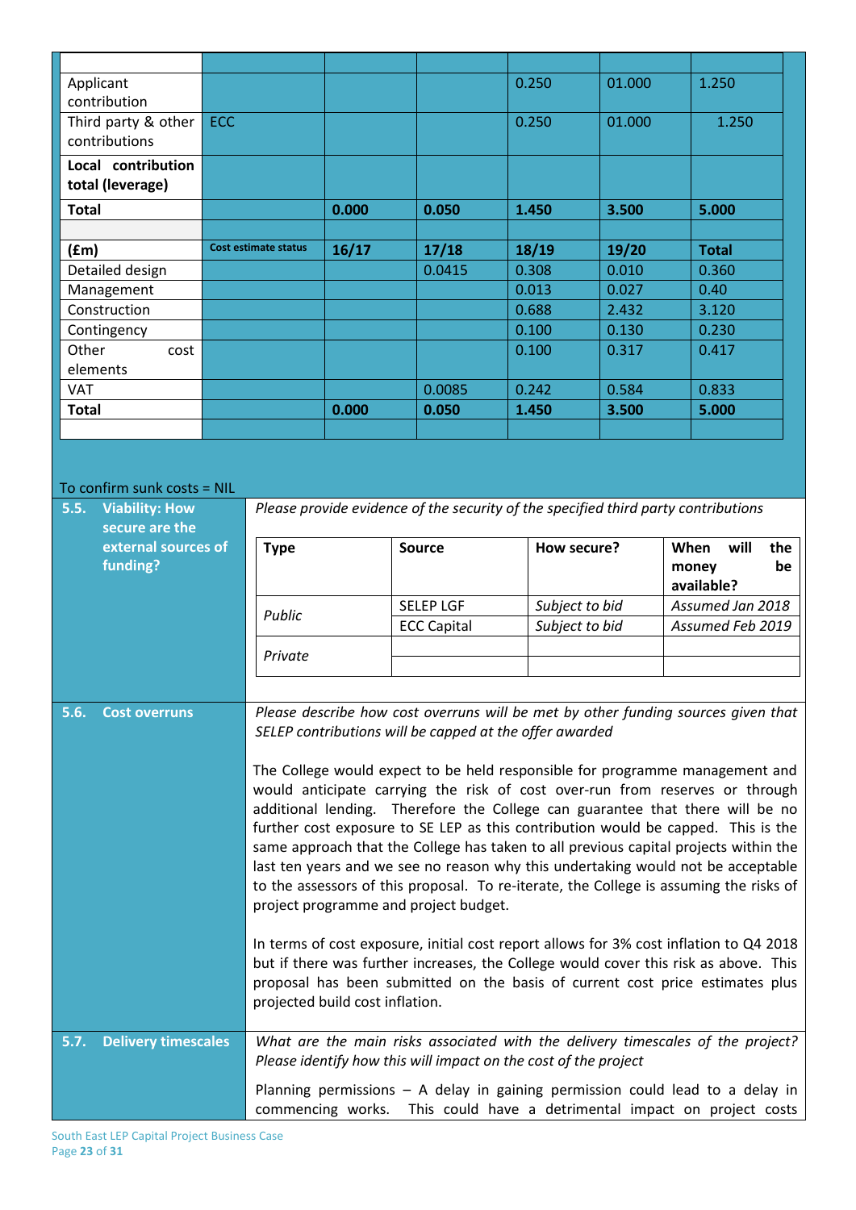| | | | | | | |
|---|---|---|---|---|---|---|
| Applicant contribution | | | | 0.250 | 01.000 | 1.250 |
| Third party & other contributions | ECC | | | 0.250 | 01.000 | 1.250 |
| **Local contribution total (leverage)** | | | | | | |
| **Total** | | **0.000** | **0.050** | **1.450** | **3.500** | **5.000** |

| **(£m)** | **Cost estimate status** | **16/17** | **17/18** | **18/19** | **19/20** | **Total** |
|---|---|---|---|---|---|---|
| Detailed design | | | 0.0415 | 0.308 | 0.010 | 0.360 |
| Management | | | | 0.013 | 0.027 | 0.40 |
| Construction | | | | 0.688 | 2.432 | 3.120 |
| Contingency | | | | 0.100 | 0.130 | 0.230 |
| Other cost elements | | | | 0.100 | 0.317 | 0.417 |
| VAT | | | 0.0085 | 0.242 | 0.584 | 0.833 |
| **Total** | | **0.000** | **0.050** | **1.450** | **3.500** | **5.000** |

To confirm sunk costs = NIL

**5.5. Viability: How secure are the external sources of funding?**

*Please provide evidence of the security of the specified third party contributions*

| **Type** | **Source** | **How secure?** | **When will the money be available?** |
|---|---|---|---|
| *Public* | SELEP LGF | *Subject to bid* | *Assumed Jan 2018* |
| | ECC Capital | *Subject to bid* | *Assumed Feb 2019* |
| *Private* | | | |
| | | | |

**5.6. Cost overruns**

*Please describe how cost overruns will be met by other funding sources given that SELEP contributions will be capped at the offer awarded*

The College would expect to be held responsible for programme management and would anticipate carrying the risk of cost over-run from reserves or through additional lending. Therefore the College can guarantee that there will be no further cost exposure to SE LEP as this contribution would be capped. This is the same approach that the College has taken to all previous capital projects within the last ten years and we see no reason why this undertaking would not be acceptable to the assessors of this proposal. To re-iterate, the College is assuming the risks of project programme and project budget.

In terms of cost exposure, initial cost report allows for 3% cost inflation to Q4 2018 but if there was further increases, the College would cover this risk as above. This proposal has been submitted on the basis of current cost price estimates plus projected build cost inflation.

**5.7. Delivery timescales**

*What are the main risks associated with the delivery timescales of the project? Please identify how this will impact on the cost of the project*

Planning permissions – A delay in gaining permission could lead to a delay in commencing works. This could have a detrimental impact on project costs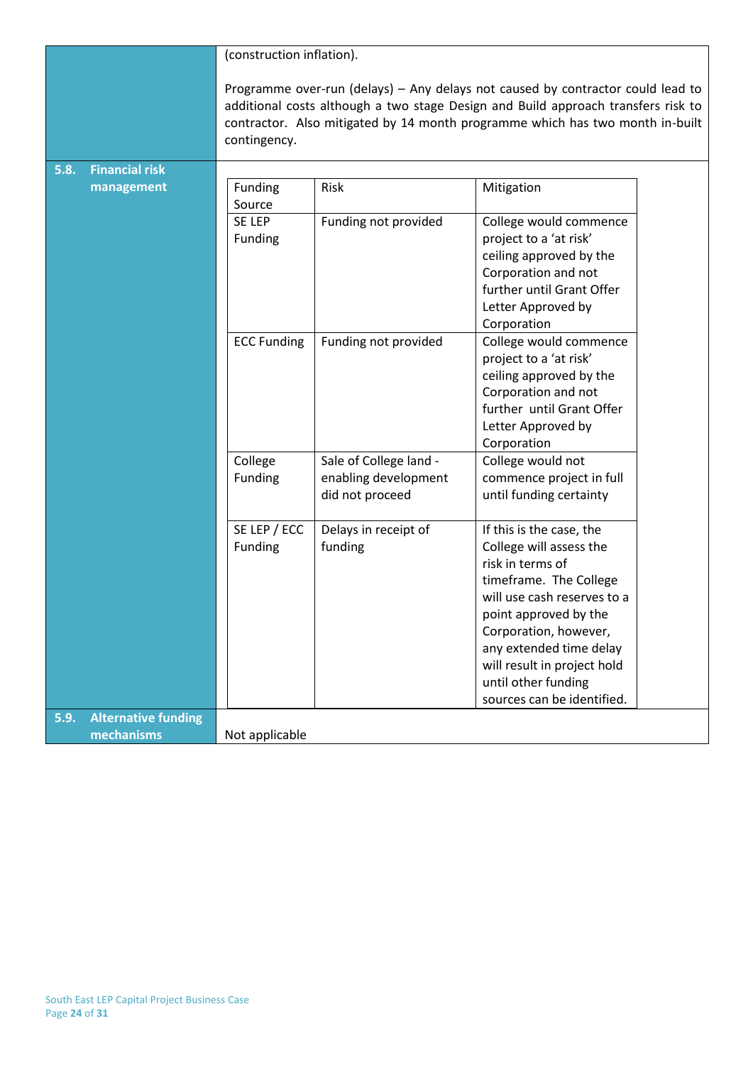(construction inflation).

Programme over-run (delays) – Any delays not caused by contractor could lead to additional costs although a two stage Design and Build approach transfers risk to contractor. Also mitigated by 14 month programme which has two month in-built contingency.

## 5.8. Financial risk management

| Funding Source | Risk | Mitigation |
|---|---|---|
| SE LEP Funding | Funding not provided | College would commence project to a 'at risk' ceiling approved by the Corporation and not further until Grant Offer Letter Approved by Corporation |
| ECC Funding | Funding not provided | College would commence project to a 'at risk' ceiling approved by the Corporation and not further until Grant Offer Letter Approved by Corporation |
| College Funding | Sale of College land - enabling development did not proceed | College would not commence project in full until funding certainty |
| SE LEP / ECC Funding | Delays in receipt of funding | If this is the case, the College will assess the risk in terms of timeframe. The College will use cash reserves to a point approved by the Corporation, however, any extended time delay will result in project hold until other funding sources can be identified. |

## 5.9. Alternative funding mechanisms

Not applicable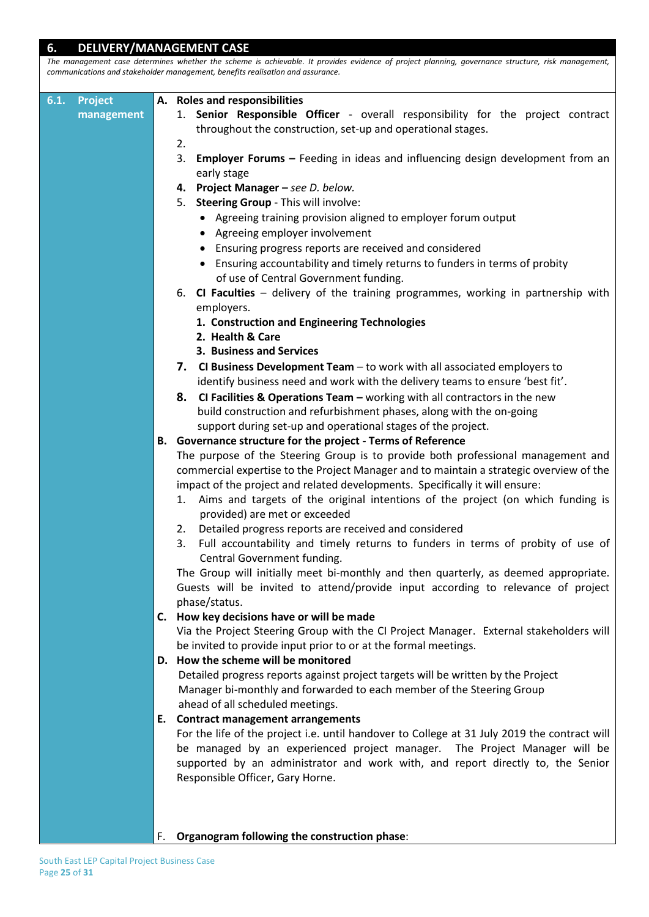## 6. DELIVERY/MANAGEMENT CASE

*The management case determines whether the scheme is achievable. It provides evidence of project planning, governance structure, risk management, communications and stakeholder management, benefits realisation and assurance.*

### 6.1. Project management

**A. Roles and responsibilities**

1. **Senior Responsible Officer** - overall responsibility for the project contract throughout the construction, set-up and operational stages.
2. 
3. **Employer Forums –** Feeding in ideas and influencing design development from an early stage
4. **Project Manager –** *see D. below.*
5. **Steering Group** - This will involve:
   - Agreeing training provision aligned to employer forum output
   - Agreeing employer involvement
   - Ensuring progress reports are received and considered
   - Ensuring accountability and timely returns to funders in terms of probity of use of Central Government funding.
6. **CI Faculties** – delivery of the training programmes, working in partnership with employers.
   1. **Construction and Engineering Technologies**
   2. **Health & Care**
   3. **Business and Services**
7. **CI Business Development Team** – to work with all associated employers to identify business need and work with the delivery teams to ensure 'best fit'.
8. **CI Facilities & Operations Team –** working with all contractors in the new build construction and refurbishment phases, along with the on-going support during set-up and operational stages of the project.

**B. Governance structure for the project - Terms of Reference**

The purpose of the Steering Group is to provide both professional management and commercial expertise to the Project Manager and to maintain a strategic overview of the impact of the project and related developments. Specifically it will ensure:

1. Aims and targets of the original intentions of the project (on which funding is provided) are met or exceeded
2. Detailed progress reports are received and considered
3. Full accountability and timely returns to funders in terms of probity of use of Central Government funding.

The Group will initially meet bi-monthly and then quarterly, as deemed appropriate. Guests will be invited to attend/provide input according to relevance of project phase/status.

**C. How key decisions have or will be made**

Via the Project Steering Group with the CI Project Manager. External stakeholders will be invited to provide input prior to or at the formal meetings.

**D. How the scheme will be monitored**

Detailed progress reports against project targets will be written by the Project Manager bi-monthly and forwarded to each member of the Steering Group ahead of all scheduled meetings.

**E. Contract management arrangements**

For the life of the project i.e. until handover to College at 31 July 2019 the contract will be managed by an experienced project manager. The Project Manager will be supported by an administrator and work with, and report directly to, the Senior Responsible Officer, Gary Horne.

F. **Organogram following the construction phase**: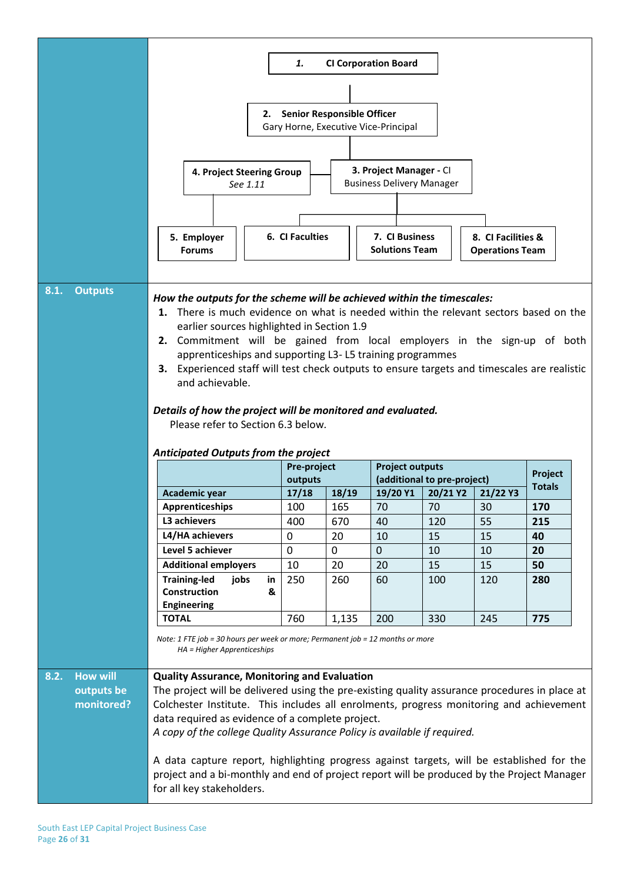1. **CI Corporation Board**

2. **Senior Responsible Officer**
Gary Horne, Executive Vice-Principal

3. **Project Manager** - CI Business Delivery Manager

4. **Project Steering Group**
*See 1.11*

5. **Employer Forums**

6. **CI Faculties**

7. **CI Business Solutions Team**

8. **CI Facilities & Operations Team**

## 8.1. Outputs

***How the outputs for the scheme will be achieved within the timescales:***

1. There is much evidence on what is needed within the relevant sectors based on the earlier sources highlighted in Section 1.9
2. Commitment will be gained from local employers in the sign-up of both apprenticeships and supporting L3- L5 training programmes
3. Experienced staff will test check outputs to ensure targets and timescales are realistic and achievable.

***Details of how the project will be monitored and evaluated.***

Please refer to Section 6.3 below.

***Anticipated Outputs from the project***

| | **Pre-project outputs** | | **Project outputs (additional to pre-project)** | | | **Project Totals** |
|---|---|---|---|---|---|---|
| **Academic year** | **17/18** | **18/19** | **19/20 Y1** | **20/21 Y2** | **21/22 Y3** | |
| **Apprenticeships** | 100 | 165 | 70 | 70 | 30 | **170** |
| **L3 achievers** | 400 | 670 | 40 | 120 | 55 | **215** |
| **L4/HA achievers** | 0 | 20 | 10 | 15 | 15 | **40** |
| **Level 5 achiever** | 0 | 0 | 0 | 10 | 10 | **20** |
| **Additional employers** | 10 | 20 | 20 | 15 | 15 | **50** |
| **Training-led jobs in Construction & Engineering** | 250 | 260 | 60 | 100 | 120 | **280** |
| **TOTAL** | 760 | 1,135 | 200 | 330 | 245 | **775** |

*Note: 1 FTE job = 30 hours per week or more; Permanent job = 12 months or more*
*HA = Higher Apprenticeships*

## 8.2. How will outputs be monitored?

**Quality Assurance, Monitoring and Evaluation**

The project will be delivered using the pre-existing quality assurance procedures in place at Colchester Institute. This includes all enrolments, progress monitoring and achievement data required as evidence of a complete project.

*A copy of the college Quality Assurance Policy is available if required.*

A data capture report, highlighting progress against targets, will be established for the project and a bi-monthly and end of project report will be produced by the Project Manager for all key stakeholders.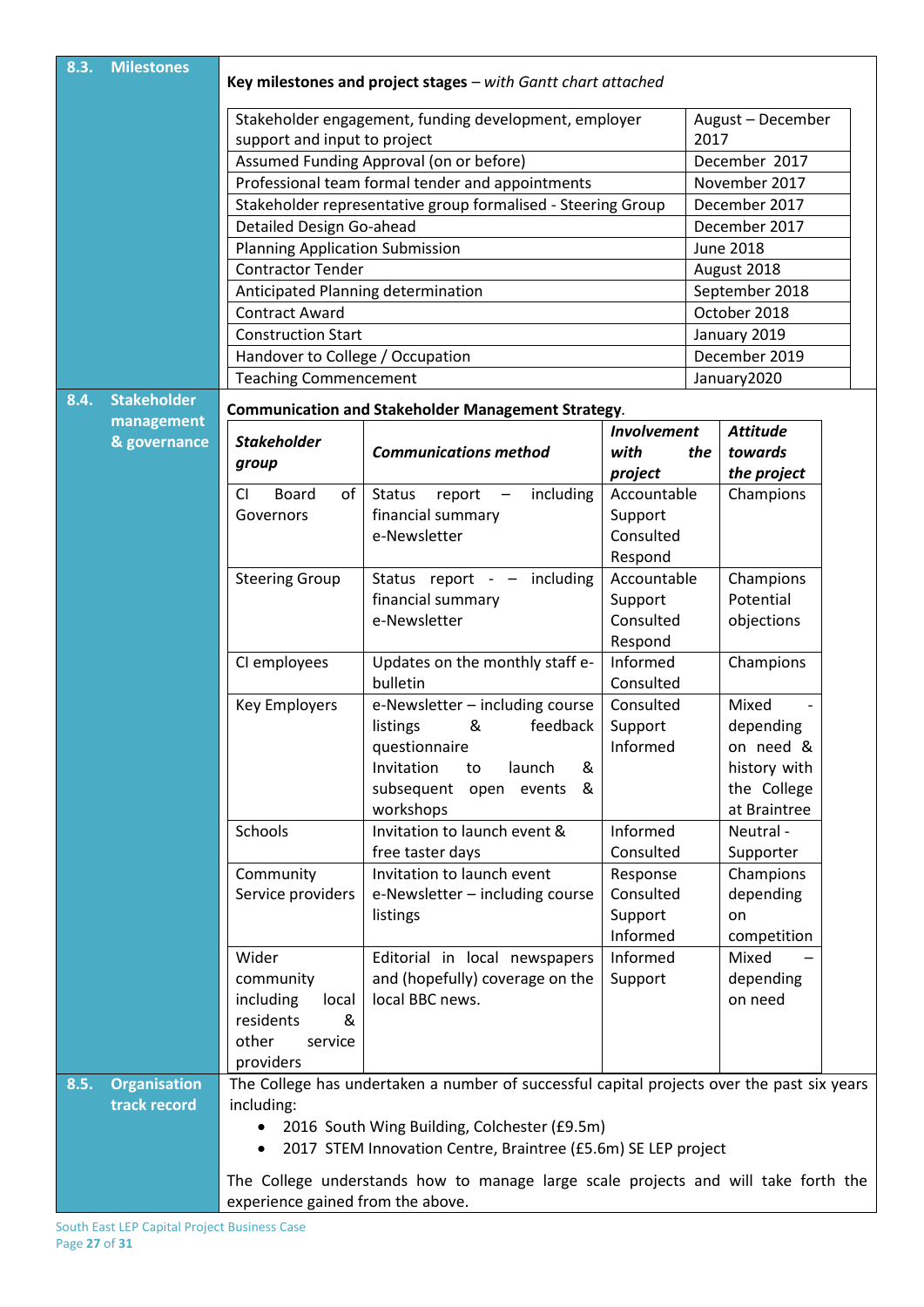## 8.3. Milestones

**Key milestones and project stages** – *with Gantt chart attached*

| Milestone | Date |
|---|---|
| Stakeholder engagement, funding development, employer support and input to project | August – December 2017 |
| Assumed Funding Approval (on or before) | December 2017 |
| Professional team formal tender and appointments | November 2017 |
| Stakeholder representative group formalised - Steering Group | December 2017 |
| Detailed Design Go-ahead | December 2017 |
| Planning Application Submission | June 2018 |
| Contractor Tender | August 2018 |
| Anticipated Planning determination | September 2018 |
| Contract Award | October 2018 |
| Construction Start | January 2019 |
| Handover to College / Occupation | December 2019 |
| Teaching Commencement | January2020 |

## 8.4. Stakeholder management & governance

**Communication and Stakeholder Management Strategy**.

| *Stakeholder group* | *Communications method* | *Involvement with the project* | *Attitude towards the project* |
|---|---|---|---|
| CI Board of Governors | Status report – including financial summary<br>e-Newsletter | Accountable<br>Support<br>Consulted<br>Respond | Champions |
| Steering Group | Status report - – including financial summary<br>e-Newsletter | Accountable<br>Support<br>Consulted<br>Respond | Champions<br>Potential objections |
| CI employees | Updates on the monthly staff e-bulletin | Informed<br>Consulted | Champions |
| Key Employers | e-Newsletter – including course listings & feedback questionnaire<br>Invitation to launch & subsequent open events & workshops | Consulted<br>Support<br>Informed | Mixed - depending on need & history with the College at Braintree |
| Schools | Invitation to launch event & free taster days | Informed<br>Consulted | Neutral - Supporter |
| Community Service providers | Invitation to launch event<br>e-Newsletter – including course listings | Response<br>Consulted<br>Support<br>Informed | Champions depending on competition |
| Wider community including local residents & other service providers | Editorial in local newspapers and (hopefully) coverage on the local BBC news. | Informed<br>Support | Mixed – depending on need |

## 8.5. Organisation track record

The College has undertaken a number of successful capital projects over the past six years including:

- 2016 South Wing Building, Colchester (£9.5m)
- 2017 STEM Innovation Centre, Braintree (£5.6m) SE LEP project

The College understands how to manage large scale projects and will take forth the experience gained from the above.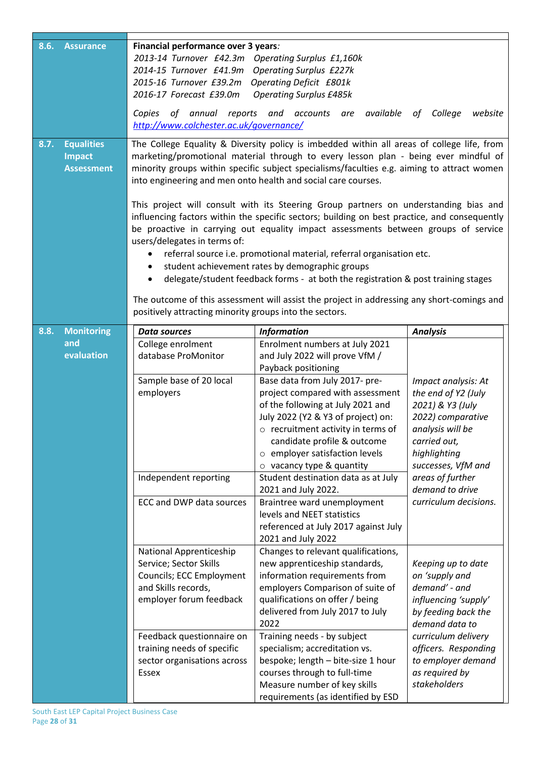| | |
|---|---|
| **8.6. Assurance** | **Financial performance over 3 years***:*<br>*2013-14 Turnover £42.3m Operating Surplus £1,160k*<br>*2014-15 Turnover £41.9m Operating Surplus £227k*<br>*2015-16 Turnover £39.2m Operating Deficit £801k*<br>*2016-17 Forecast £39.0m Operating Surplus £485k*<br><br>*Copies of annual reports and accounts are available of College website [http://www.colchester.ac.uk/governance/](http://www.colchester.ac.uk/governance/)* |
| **8.7. Equalities Impact Assessment** | The College Equality & Diversity policy is imbedded within all areas of college life, from marketing/promotional material through to every lesson plan - being ever mindful of minority groups within specific subject specialisms/faculties e.g. aiming to attract women into engineering and men onto health and social care courses.<br><br>This project will consult with its Steering Group partners on understanding bias and influencing factors within the specific sectors; building on best practice, and consequently be proactive in carrying out equality impact assessments between groups of service users/delegates in terms of:<br>• referral source i.e. promotional material, referral organisation etc.<br>• student achievement rates by demographic groups<br>• delegate/student feedback forms - at both the registration & post training stages<br><br>The outcome of this assessment will assist the project in addressing any short-comings and positively attracting minority groups into the sectors. |

**8.8. Monitoring and evaluation**

| ***Data sources*** | ***Information*** | ***Analysis*** |
|---|---|---|
| College enrolment database ProMonitor | Enrolment numbers at July 2021 and July 2022 will prove VfM / Payback positioning | *Impact analysis: At the end of Y2 (July 2021) & Y3 (July 2022) comparative analysis will be carried out, highlighting successes, VfM and areas of further demand to drive curriculum decisions.* |
| Sample base of 20 local employers | Base data from July 2017- pre-project compared with assessment of the following at July 2021 and July 2022 (Y2 & Y3 of project) on:<br>○ recruitment activity in terms of candidate profile & outcome<br>○ employer satisfaction levels<br>○ vacancy type & quantity | |
| Independent reporting | Student destination data as at July 2021 and July 2022. | |
| ECC and DWP data sources | Braintree ward unemployment levels and NEET statistics referenced at July 2017 against July 2021 and July 2022 | |
| National Apprenticeship Service; Sector Skills Councils; ECC Employment and Skills records, employer forum feedback | Changes to relevant qualifications, new apprenticeship standards, information requirements from employers Comparison of suite of qualifications on offer / being delivered from July 2017 to July 2022 | *Keeping up to date on 'supply and demand' - and influencing 'supply' by feeding back the demand data to curriculum delivery officers. Responding to employer demand as required by stakeholders* |
| Feedback questionnaire on training needs of specific sector organisations across Essex | Training needs - by subject specialism; accreditation vs. bespoke; length – bite-size 1 hour courses through to full-time Measure number of key skills requirements (as identified by ESD | |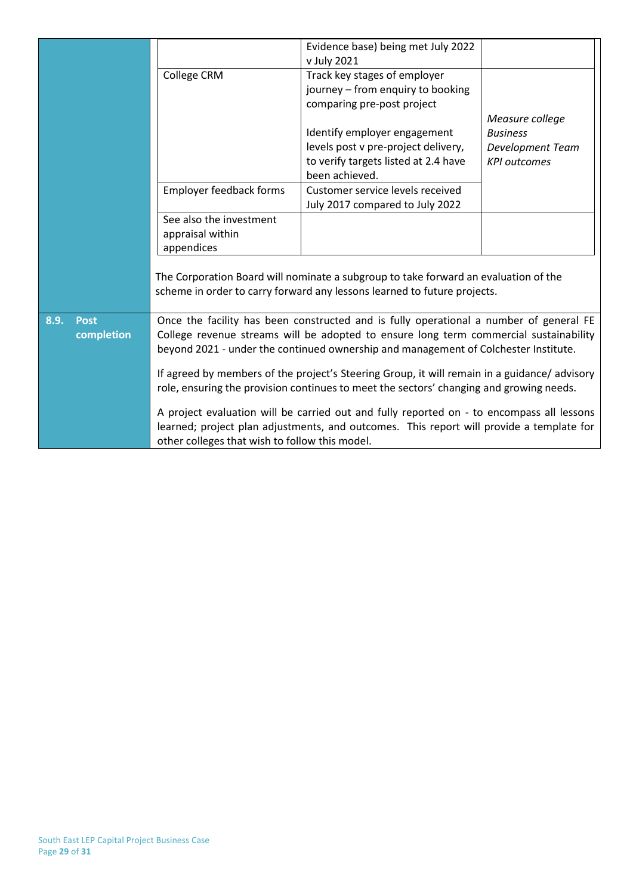| | | |
|---|---|---|
| | Evidence base) being met July 2022 v July 2021 | |
| College CRM | Track key stages of employer journey – from enquiry to booking comparing pre-post project<br><br>Identify employer engagement levels post v pre-project delivery, to verify targets listed at 2.4 have been achieved. | *Measure college Business Development Team KPI outcomes* |
| Employer feedback forms | Customer service levels received July 2017 compared to July 2022 | |
| See also the investment appraisal within appendices | | |

The Corporation Board will nominate a subgroup to take forward an evaluation of the scheme in order to carry forward any lessons learned to future projects.

**8.9. Post completion**

Once the facility has been constructed and is fully operational a number of general FE College revenue streams will be adopted to ensure long term commercial sustainability beyond 2021 - under the continued ownership and management of Colchester Institute.

If agreed by members of the project's Steering Group, it will remain in a guidance/ advisory role, ensuring the provision continues to meet the sectors' changing and growing needs.

A project evaluation will be carried out and fully reported on - to encompass all lessons learned; project plan adjustments, and outcomes. This report will provide a template for other colleges that wish to follow this model.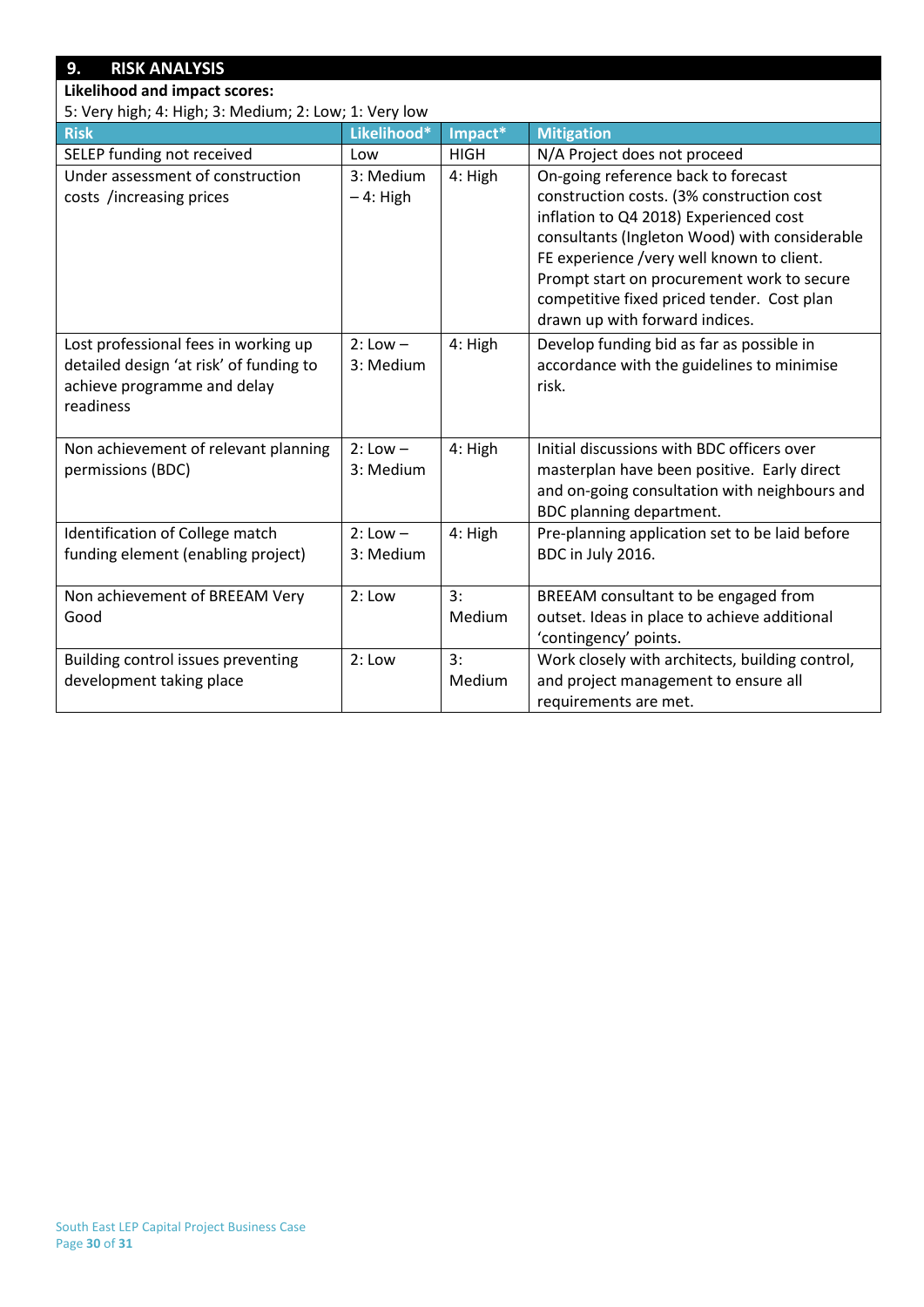## 9. RISK ANALYSIS

**Likelihood and impact scores:**

5: Very high; 4: High; 3: Medium; 2: Low; 1: Very low

| Risk | Likelihood* | Impact* | Mitigation |
|---|---|---|---|
| SELEP funding not received | Low | HIGH | N/A Project does not proceed |
| Under assessment of construction costs /increasing prices | 3: Medium – 4: High | 4: High | On-going reference back to forecast construction costs. (3% construction cost inflation to Q4 2018) Experienced cost consultants (Ingleton Wood) with considerable FE experience /very well known to client. Prompt start on procurement work to secure competitive fixed priced tender. Cost plan drawn up with forward indices. |
| Lost professional fees in working up detailed design 'at risk' of funding to achieve programme and delay readiness | 2: Low – 3: Medium | 4: High | Develop funding bid as far as possible in accordance with the guidelines to minimise risk. |
| Non achievement of relevant planning permissions (BDC) | 2: Low – 3: Medium | 4: High | Initial discussions with BDC officers over masterplan have been positive. Early direct and on-going consultation with neighbours and BDC planning department. |
| Identification of College match funding element (enabling project) | 2: Low – 3: Medium | 4: High | Pre-planning application set to be laid before BDC in July 2016. |
| Non achievement of BREEAM Very Good | 2: Low | 3: Medium | BREEAM consultant to be engaged from outset. Ideas in place to achieve additional 'contingency' points. |
| Building control issues preventing development taking place | 2: Low | 3: Medium | Work closely with architects, building control, and project management to ensure all requirements are met. |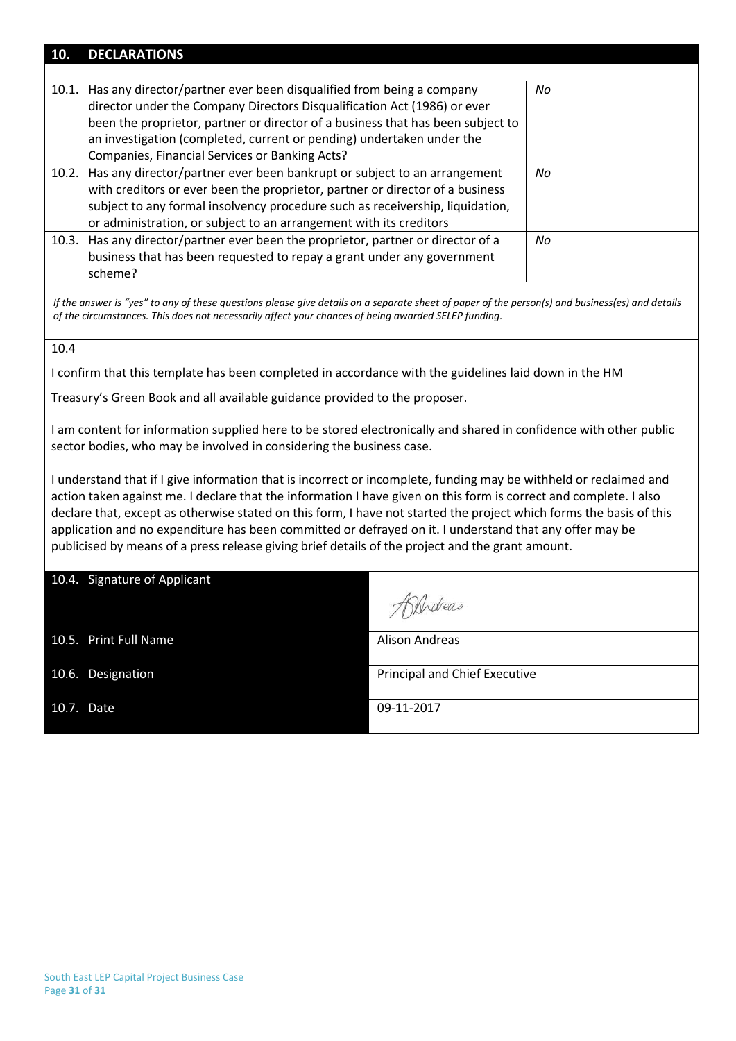## 10. DECLARATIONS

| | | |
|---|---|---|
| 10.1. | Has any director/partner ever been disqualified from being a company director under the Company Directors Disqualification Act (1986) or ever been the proprietor, partner or director of a business that has been subject to an investigation (completed, current or pending) undertaken under the Companies, Financial Services or Banking Acts? | *No* |
| 10.2. | Has any director/partner ever been bankrupt or subject to an arrangement with creditors or ever been the proprietor, partner or director of a business subject to any formal insolvency procedure such as receivership, liquidation, or administration, or subject to an arrangement with its creditors | *No* |
| 10.3. | Has any director/partner ever been the proprietor, partner or director of a business that has been requested to repay a grant under any government scheme? | *No* |

*If the answer is "yes" to any of these questions please give details on a separate sheet of paper of the person(s) and business(es) and details of the circumstances. This does not necessarily affect your chances of being awarded SELEP funding.*

10.4

I confirm that this template has been completed in accordance with the guidelines laid down in the HM Treasury's Green Book and all available guidance provided to the proposer.

I am content for information supplied here to be stored electronically and shared in confidence with other public sector bodies, who may be involved in considering the business case.

I understand that if I give information that is incorrect or incomplete, funding may be withheld or reclaimed and action taken against me. I declare that the information I have given on this form is correct and complete. I also declare that, except as otherwise stated on this form, I have not started the project which forms the basis of this application and no expenditure has been committed or defrayed on it. I understand that any offer may be publicised by means of a press release giving brief details of the project and the grant amount.

| | |
|---|---|
| 10.4. Signature of Applicant | A Andreas |
| 10.5. Print Full Name | Alison Andreas |
| 10.6. Designation | Principal and Chief Executive |
| 10.7. Date | 09-11-2017 |